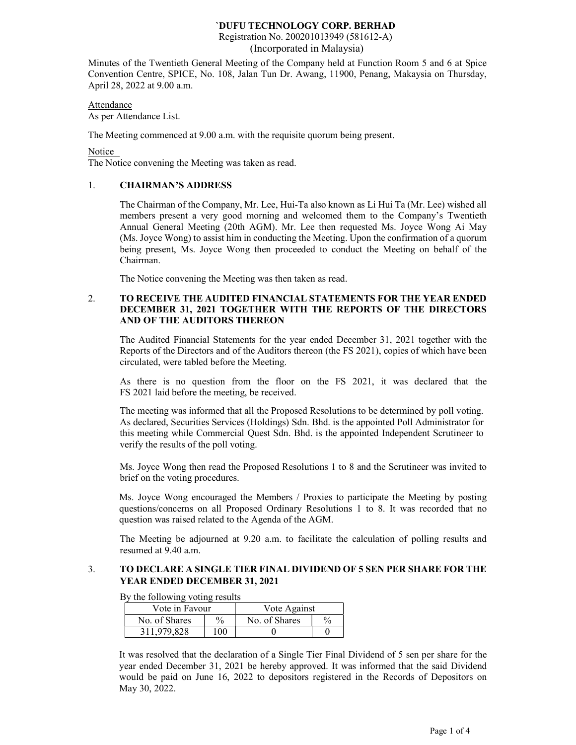# `DUFU TECHNOLOGY CORP. BERHAD

Registration No. 200201013949 (581612-A)

(Incorporated in Malaysia)

Minutes of the Twentieth General Meeting of the Company held at Function Room 5 and 6 at Spice Convention Centre, SPICE, No. 108, Jalan Tun Dr. Awang, 11900, Penang, Makaysia on Thursday, April 28, 2022 at 9.00 a.m.

Attendance

As per Attendance List.

The Meeting commenced at 9.00 a.m. with the requisite quorum being present.

Notice

The Notice convening the Meeting was taken as read.

## 1. CHAIRMAN'S ADDRESS

The Chairman of the Company, Mr. Lee, Hui-Ta also known as Li Hui Ta (Mr. Lee) wished all members present a very good morning and welcomed them to the Company's Twentieth Annual General Meeting (20th AGM). Mr. Lee then requested Ms. Joyce Wong Ai May (Ms. Joyce Wong) to assist him in conducting the Meeting. Upon the confirmation of a quorum being present, Ms. Joyce Wong then proceeded to conduct the Meeting on behalf of the Chairman.

The Notice convening the Meeting was then taken as read.

## 2. TO RECEIVE THE AUDITED FINANCIAL STATEMENTS FOR THE YEAR ENDED DECEMBER 31, 2021 TOGETHER WITH THE REPORTS OF THE DIRECTORS AND OF THE AUDITORS THEREON

The Audited Financial Statements for the year ended December 31, 2021 together with the Reports of the Directors and of the Auditors thereon (the FS 2021), copies of which have been circulated, were tabled before the Meeting.

As there is no question from the floor on the FS 2021, it was declared that the FS 2021 laid before the meeting, be received.

The meeting was informed that all the Proposed Resolutions to be determined by poll voting. As declared, Securities Services (Holdings) Sdn. Bhd. is the appointed Poll Administrator for this meeting while Commercial Quest Sdn. Bhd. is the appointed Independent Scrutineer to verify the results of the poll voting.

Ms. Joyce Wong then read the Proposed Resolutions 1 to 8 and the Scrutineer was invited to brief on the voting procedures.

Ms. Joyce Wong encouraged the Members / Proxies to participate the Meeting by posting questions/concerns on all Proposed Ordinary Resolutions 1 to 8. It was recorded that no question was raised related to the Agenda of the AGM.

The Meeting be adjourned at 9.20 a.m. to facilitate the calculation of polling results and resumed at 9.40 a.m.

## 3. TO DECLARE A SINGLE TIER FINAL DIVIDEND OF 5 SEN PER SHARE FOR THE YEAR ENDED DECEMBER 31, 2021

By the following voting results

| Vote in Favour | | Vote Against | |
|---|---|---|---|
| No. of Shares | % | No. of Shares | % |
| 311,979,828 | 100 | 0 | 0 |

It was resolved that the declaration of a Single Tier Final Dividend of 5 sen per share for the year ended December 31, 2021 be hereby approved. It was informed that the said Dividend would be paid on June 16, 2022 to depositors registered in the Records of Depositors on May 30, 2022.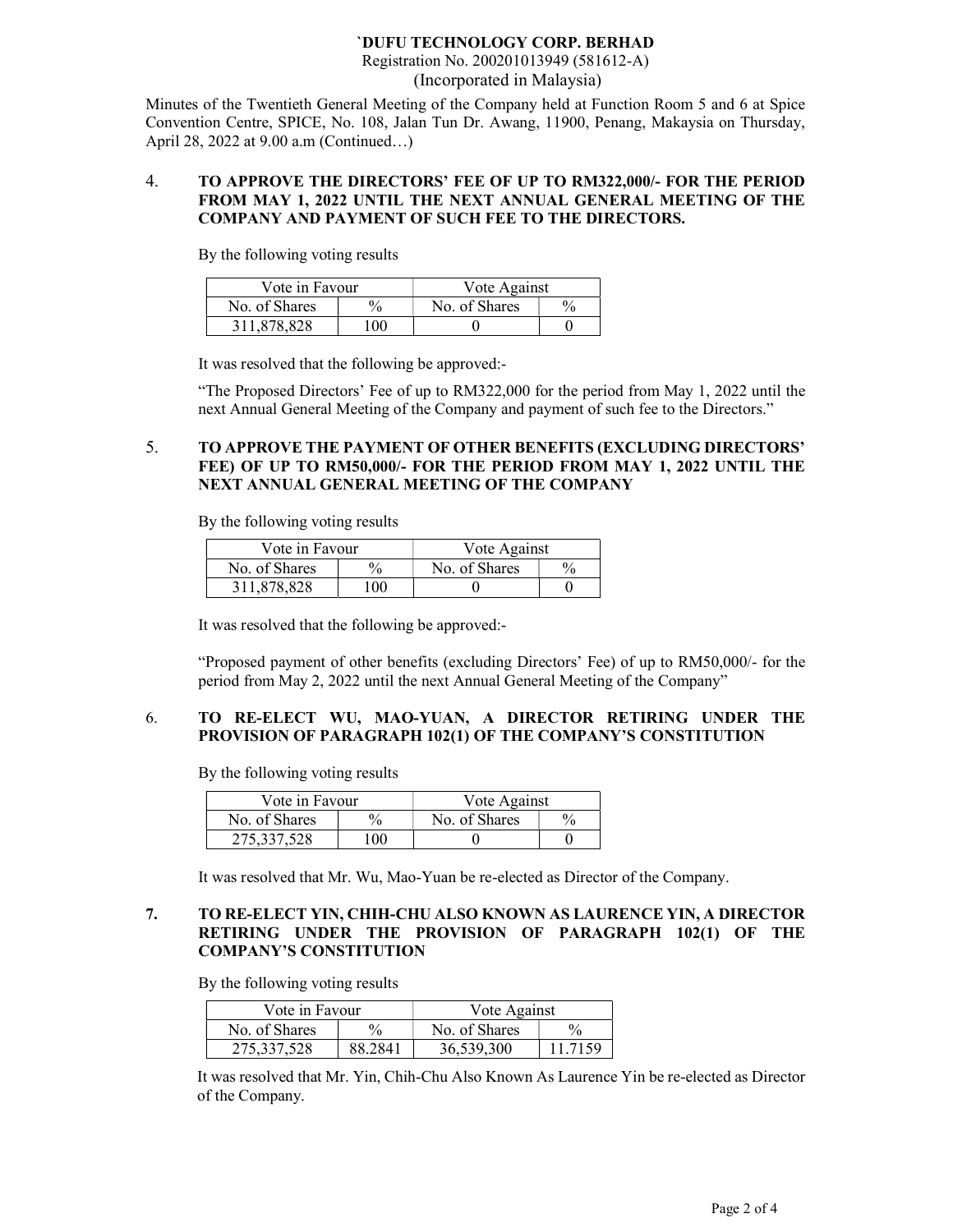**`DUFU TECHNOLOGY CORP. BERHAD**
Registration No. 200201013949 (581612-A)
(Incorporated in Malaysia)

Minutes of the Twentieth General Meeting of the Company held at Function Room 5 and 6 at Spice Convention Centre, SPICE, No. 108, Jalan Tun Dr. Awang, 11900, Penang, Makaysia on Thursday, April 28, 2022 at 9.00 a.m (Continued…)

4. **TO APPROVE THE DIRECTORS' FEE OF UP TO RM322,000/- FOR THE PERIOD FROM MAY 1, 2022 UNTIL THE NEXT ANNUAL GENERAL MEETING OF THE COMPANY AND PAYMENT OF SUCH FEE TO THE DIRECTORS.**

By the following voting results

| Vote in Favour | | Vote Against | |
|---|---|---|---|
| No. of Shares | % | No. of Shares | % |
| 311,878,828 | 100 | 0 | 0 |

It was resolved that the following be approved:-

"The Proposed Directors' Fee of up to RM322,000 for the period from May 1, 2022 until the next Annual General Meeting of the Company and payment of such fee to the Directors."

5. **TO APPROVE THE PAYMENT OF OTHER BENEFITS (EXCLUDING DIRECTORS' FEE) OF UP TO RM50,000/- FOR THE PERIOD FROM MAY 1, 2022 UNTIL THE NEXT ANNUAL GENERAL MEETING OF THE COMPANY**

By the following voting results

| Vote in Favour | | Vote Against | |
|---|---|---|---|
| No. of Shares | % | No. of Shares | % |
| 311,878,828 | 100 | 0 | 0 |

It was resolved that the following be approved:-

"Proposed payment of other benefits (excluding Directors' Fee) of up to RM50,000/- for the period from May 2, 2022 until the next Annual General Meeting of the Company"

6. **TO RE-ELECT WU, MAO-YUAN, A DIRECTOR RETIRING UNDER THE PROVISION OF PARAGRAPH 102(1) OF THE COMPANY'S CONSTITUTION**

By the following voting results

| Vote in Favour | | Vote Against | |
|---|---|---|---|
| No. of Shares | % | No. of Shares | % |
| 275,337,528 | 100 | 0 | 0 |

It was resolved that Mr. Wu, Mao-Yuan be re-elected as Director of the Company.

7. **TO RE-ELECT YIN, CHIH-CHU ALSO KNOWN AS LAURENCE YIN, A DIRECTOR RETIRING UNDER THE PROVISION OF PARAGRAPH 102(1) OF THE COMPANY'S CONSTITUTION**

By the following voting results

| Vote in Favour | | Vote Against | |
|---|---|---|---|
| No. of Shares | % | No. of Shares | % |
| 275,337,528 | 88.2841 | 36,539,300 | 11.7159 |

It was resolved that Mr. Yin, Chih-Chu Also Known As Laurence Yin be re-elected as Director of the Company.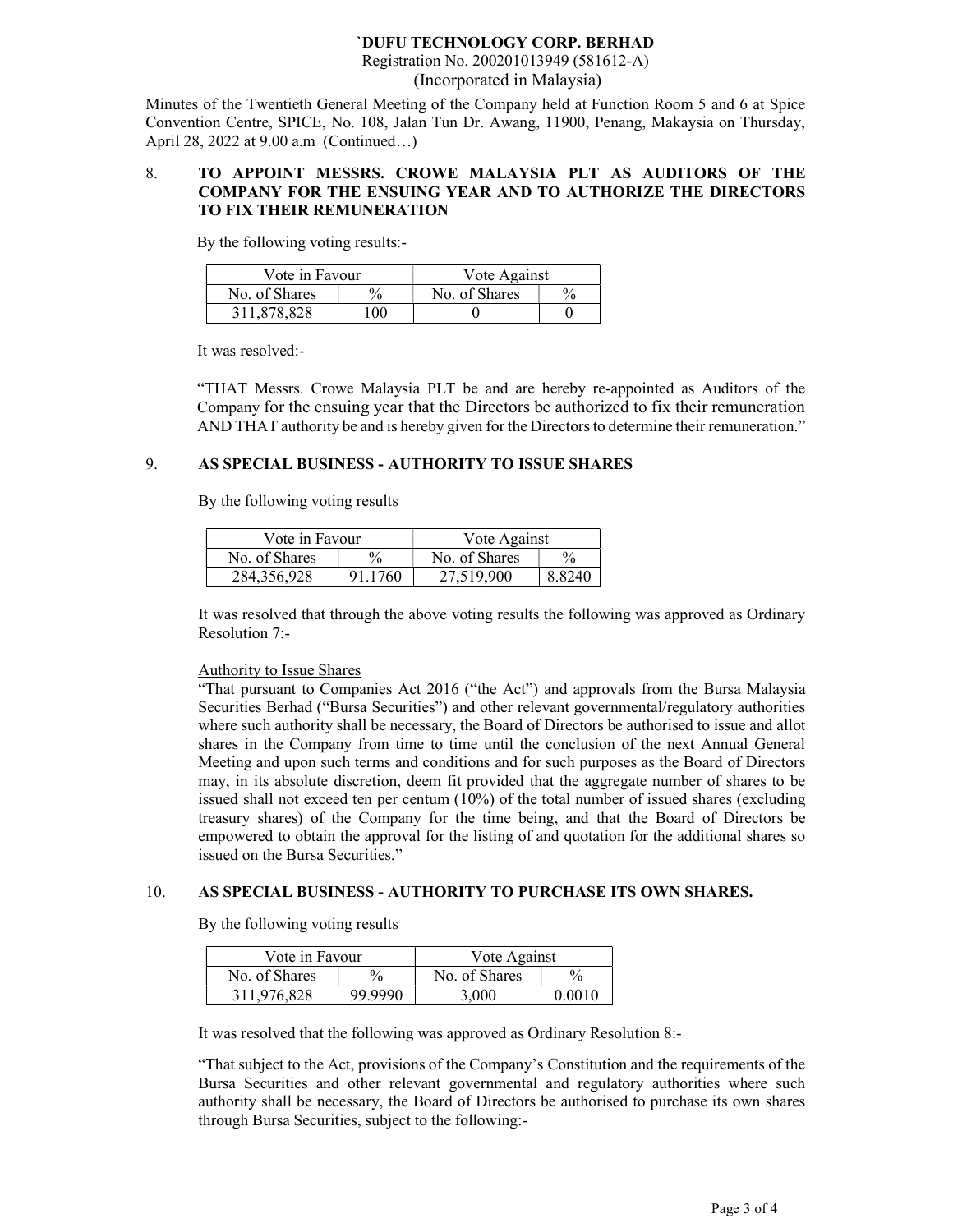**`DUFU TECHNOLOGY CORP. BERHAD**
Registration No. 200201013949 (581612-A)
(Incorporated in Malaysia)

Minutes of the Twentieth General Meeting of the Company held at Function Room 5 and 6 at Spice Convention Centre, SPICE, No. 108, Jalan Tun Dr. Awang, 11900, Penang, Makaysia on Thursday, April 28, 2022 at 9.00 a.m (Continued…)

## 8. TO APPOINT MESSRS. CROWE MALAYSIA PLT AS AUDITORS OF THE COMPANY FOR THE ENSUING YEAR AND TO AUTHORIZE THE DIRECTORS TO FIX THEIR REMUNERATION

By the following voting results:-

| Vote in Favour | | Vote Against | |
|---|---|---|---|
| No. of Shares | % | No. of Shares | % |
| 311,878,828 | 100 | 0 | 0 |

It was resolved:-

"THAT Messrs. Crowe Malaysia PLT be and are hereby re-appointed as Auditors of the Company for the ensuing year that the Directors be authorized to fix their remuneration AND THAT authority be and is hereby given for the Directors to determine their remuneration."

## 9. AS SPECIAL BUSINESS - AUTHORITY TO ISSUE SHARES

By the following voting results

| Vote in Favour | | Vote Against | |
|---|---|---|---|
| No. of Shares | % | No. of Shares | % |
| 284,356,928 | 91.1760 | 27,519,900 | 8.8240 |

It was resolved that through the above voting results the following was approved as Ordinary Resolution 7:-

Authority to Issue Shares
"That pursuant to Companies Act 2016 ("the Act") and approvals from the Bursa Malaysia Securities Berhad ("Bursa Securities") and other relevant governmental/regulatory authorities where such authority shall be necessary, the Board of Directors be authorised to issue and allot shares in the Company from time to time until the conclusion of the next Annual General Meeting and upon such terms and conditions and for such purposes as the Board of Directors may, in its absolute discretion, deem fit provided that the aggregate number of shares to be issued shall not exceed ten per centum (10%) of the total number of issued shares (excluding treasury shares) of the Company for the time being, and that the Board of Directors be empowered to obtain the approval for the listing of and quotation for the additional shares so issued on the Bursa Securities."

## 10. AS SPECIAL BUSINESS - AUTHORITY TO PURCHASE ITS OWN SHARES.

By the following voting results

| Vote in Favour | | Vote Against | |
|---|---|---|---|
| No. of Shares | % | No. of Shares | % |
| 311,976,828 | 99.9990 | 3,000 | 0.0010 |

It was resolved that the following was approved as Ordinary Resolution 8:-

"That subject to the Act, provisions of the Company's Constitution and the requirements of the Bursa Securities and other relevant governmental and regulatory authorities where such authority shall be necessary, the Board of Directors be authorised to purchase its own shares through Bursa Securities, subject to the following:-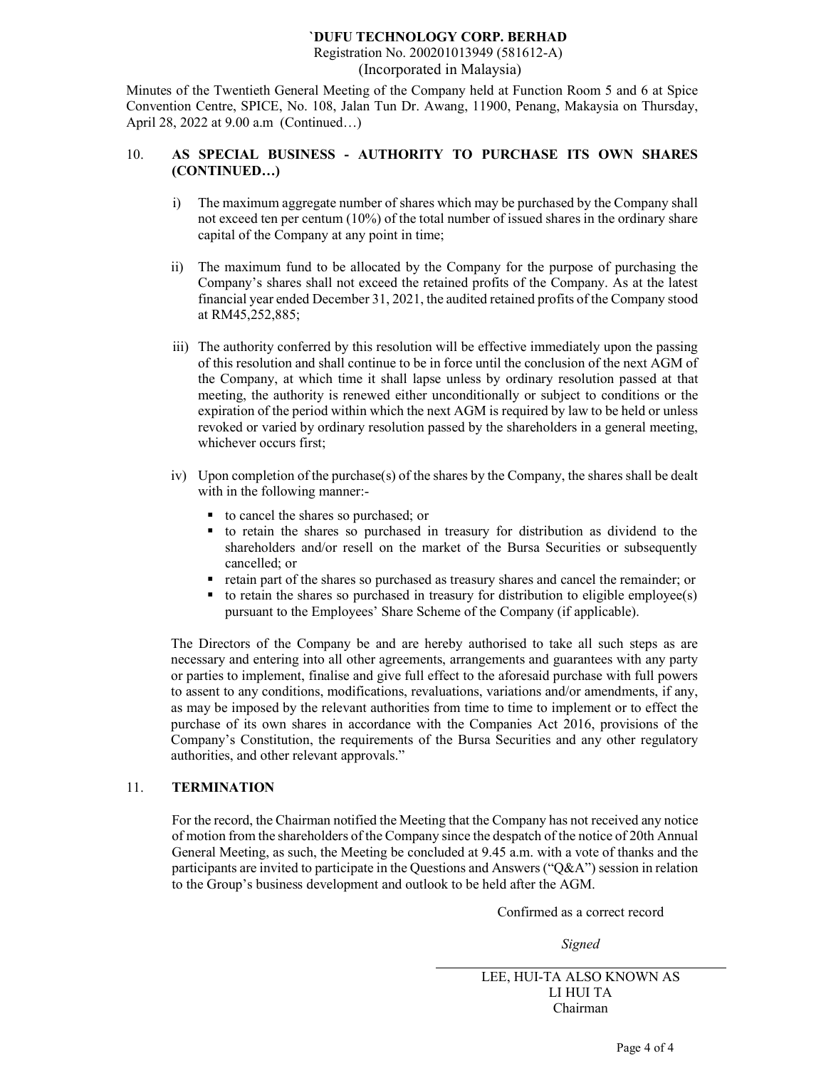**`DUFU TECHNOLOGY CORP. BERHAD**
Registration No. 200201013949 (581612-A)
(Incorporated in Malaysia)

Minutes of the Twentieth General Meeting of the Company held at Function Room 5 and 6 at Spice Convention Centre, SPICE, No. 108, Jalan Tun Dr. Awang, 11900, Penang, Makaysia on Thursday, April 28, 2022 at 9.00 a.m (Continued…)

## 10. AS SPECIAL BUSINESS - AUTHORITY TO PURCHASE ITS OWN SHARES (CONTINUED…)

i) The maximum aggregate number of shares which may be purchased by the Company shall not exceed ten per centum (10%) of the total number of issued shares in the ordinary share capital of the Company at any point in time;

ii) The maximum fund to be allocated by the Company for the purpose of purchasing the Company's shares shall not exceed the retained profits of the Company. As at the latest financial year ended December 31, 2021, the audited retained profits of the Company stood at RM45,252,885;

iii) The authority conferred by this resolution will be effective immediately upon the passing of this resolution and shall continue to be in force until the conclusion of the next AGM of the Company, at which time it shall lapse unless by ordinary resolution passed at that meeting, the authority is renewed either unconditionally or subject to conditions or the expiration of the period within which the next AGM is required by law to be held or unless revoked or varied by ordinary resolution passed by the shareholders in a general meeting, whichever occurs first;

iv) Upon completion of the purchase(s) of the shares by the Company, the shares shall be dealt with in the following manner:-

- to cancel the shares so purchased; or
- to retain the shares so purchased in treasury for distribution as dividend to the shareholders and/or resell on the market of the Bursa Securities or subsequently cancelled; or
- retain part of the shares so purchased as treasury shares and cancel the remainder; or
- to retain the shares so purchased in treasury for distribution to eligible employee(s) pursuant to the Employees' Share Scheme of the Company (if applicable).

The Directors of the Company be and are hereby authorised to take all such steps as are necessary and entering into all other agreements, arrangements and guarantees with any party or parties to implement, finalise and give full effect to the aforesaid purchase with full powers to assent to any conditions, modifications, revaluations, variations and/or amendments, if any, as may be imposed by the relevant authorities from time to time to implement or to effect the purchase of its own shares in accordance with the Companies Act 2016, provisions of the Company's Constitution, the requirements of the Bursa Securities and any other regulatory authorities, and other relevant approvals."

## 11. TERMINATION

For the record, the Chairman notified the Meeting that the Company has not received any notice of motion from the shareholders of the Company since the despatch of the notice of 20th Annual General Meeting, as such, the Meeting be concluded at 9.45 a.m. with a vote of thanks and the participants are invited to participate in the Questions and Answers ("Q&A") session in relation to the Group's business development and outlook to be held after the AGM.

Confirmed as a correct record

*Signed*

LEE, HUI-TA ALSO KNOWN AS
LI HUI TA
Chairman